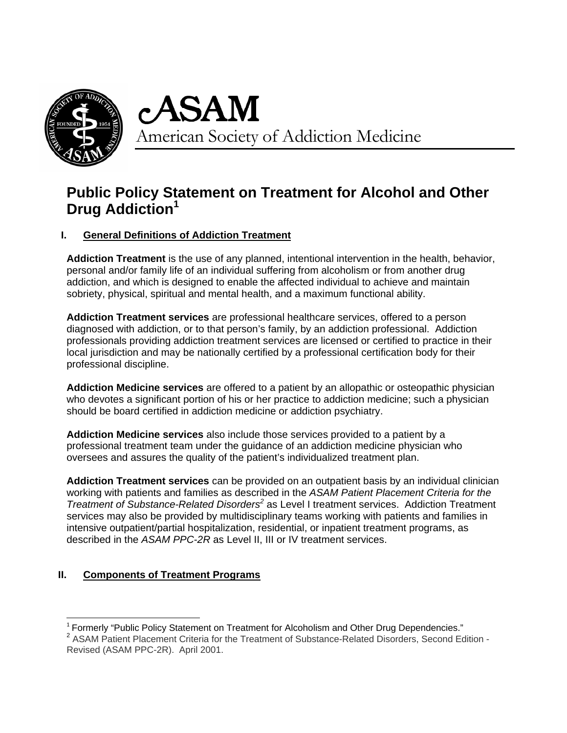# ASAM

American Society of Addiction Medicine

## Public Policy Statement on Treatment for Alcohol and Other Drug Addiction[1]

### I. General Definitions of Addiction Treatment

**Addiction Treatment** is the use of any planned, intentional intervention in the health, behavior, personal and/or family life of an individual suffering from alcoholism or from another drug addiction, and which is designed to enable the affected individual to achieve and maintain sobriety, physical, spiritual and mental health, and a maximum functional ability.

**Addiction Treatment services** are professional healthcare services, offered to a person diagnosed with addiction, or to that person's family, by an addiction professional. Addiction professionals providing addiction treatment services are licensed or certified to practice in their local jurisdiction and may be nationally certified by a professional certification body for their professional discipline.

**Addiction Medicine services** are offered to a patient by an allopathic or osteopathic physician who devotes a significant portion of his or her practice to addiction medicine; such a physician should be board certified in addiction medicine or addiction psychiatry.

**Addiction Medicine services** also include those services provided to a patient by a professional treatment team under the guidance of an addiction medicine physician who oversees and assures the quality of the patient's individualized treatment plan.

**Addiction Treatment services** can be provided on an outpatient basis by an individual clinician working with patients and families as described in the *ASAM Patient Placement Criteria for the Treatment of Substance-Related Disorders*[2] as Level I treatment services. Addiction Treatment services may also be provided by multidisciplinary teams working with patients and families in intensive outpatient/partial hospitalization, residential, or inpatient treatment programs, as described in the *ASAM PPC-2R* as Level II, III or IV treatment services.

### II. Components of Treatment Programs

---

[1] Formerly "Public Policy Statement on Treatment for Alcoholism and Other Drug Dependencies."

[2] ASAM Patient Placement Criteria for the Treatment of Substance-Related Disorders, Second Edition - Revised (ASAM PPC-2R). April 2001.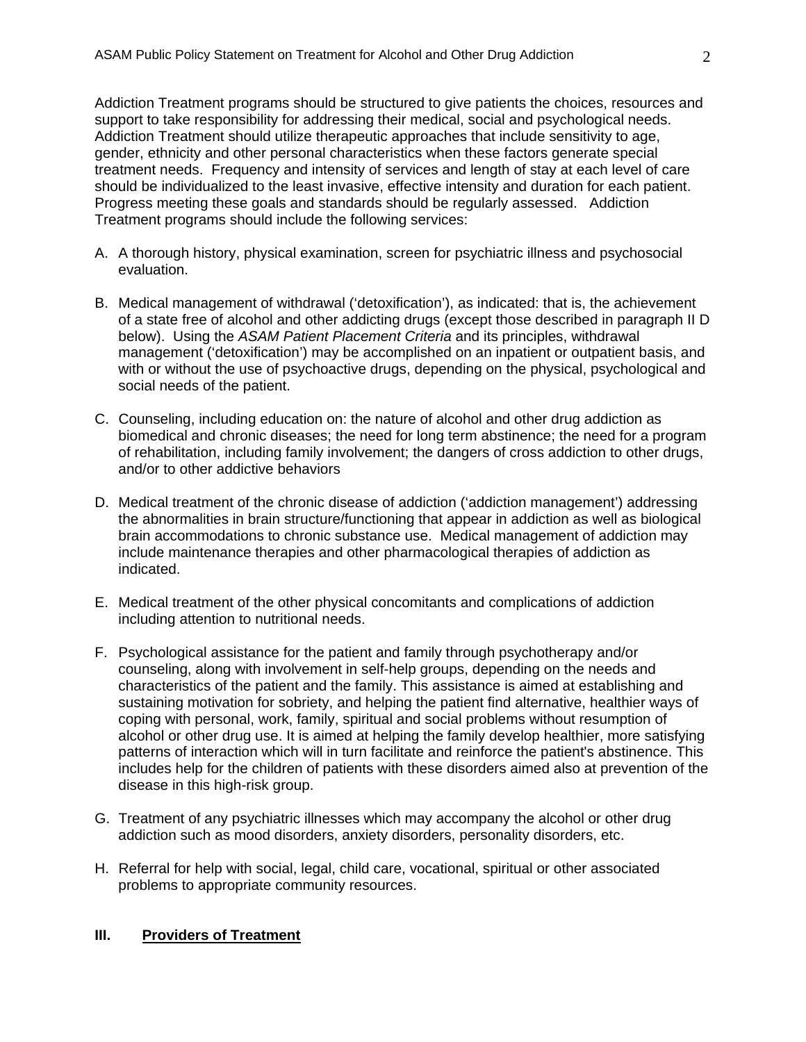Addiction Treatment programs should be structured to give patients the choices, resources and support to take responsibility for addressing their medical, social and psychological needs. Addiction Treatment should utilize therapeutic approaches that include sensitivity to age, gender, ethnicity and other personal characteristics when these factors generate special treatment needs. Frequency and intensity of services and length of stay at each level of care should be individualized to the least invasive, effective intensity and duration for each patient. Progress meeting these goals and standards should be regularly assessed. Addiction Treatment programs should include the following services:

A. A thorough history, physical examination, screen for psychiatric illness and psychosocial evaluation.

B. Medical management of withdrawal ('detoxification'), as indicated: that is, the achievement of a state free of alcohol and other addicting drugs (except those described in paragraph II D below). Using the *ASAM Patient Placement Criteria* and its principles, withdrawal management ('detoxification') may be accomplished on an inpatient or outpatient basis, and with or without the use of psychoactive drugs, depending on the physical, psychological and social needs of the patient.

C. Counseling, including education on: the nature of alcohol and other drug addiction as biomedical and chronic diseases; the need for long term abstinence; the need for a program of rehabilitation, including family involvement; the dangers of cross addiction to other drugs, and/or to other addictive behaviors

D. Medical treatment of the chronic disease of addiction ('addiction management') addressing the abnormalities in brain structure/functioning that appear in addiction as well as biological brain accommodations to chronic substance use. Medical management of addiction may include maintenance therapies and other pharmacological therapies of addiction as indicated.

E. Medical treatment of the other physical concomitants and complications of addiction including attention to nutritional needs.

F. Psychological assistance for the patient and family through psychotherapy and/or counseling, along with involvement in self-help groups, depending on the needs and characteristics of the patient and the family. This assistance is aimed at establishing and sustaining motivation for sobriety, and helping the patient find alternative, healthier ways of coping with personal, work, family, spiritual and social problems without resumption of alcohol or other drug use. It is aimed at helping the family develop healthier, more satisfying patterns of interaction which will in turn facilitate and reinforce the patient's abstinence. This includes help for the children of patients with these disorders aimed also at prevention of the disease in this high-risk group.

G. Treatment of any psychiatric illnesses which may accompany the alcohol or other drug addiction such as mood disorders, anxiety disorders, personality disorders, etc.

H. Referral for help with social, legal, child care, vocational, spiritual or other associated problems to appropriate community resources.

## III. Providers of Treatment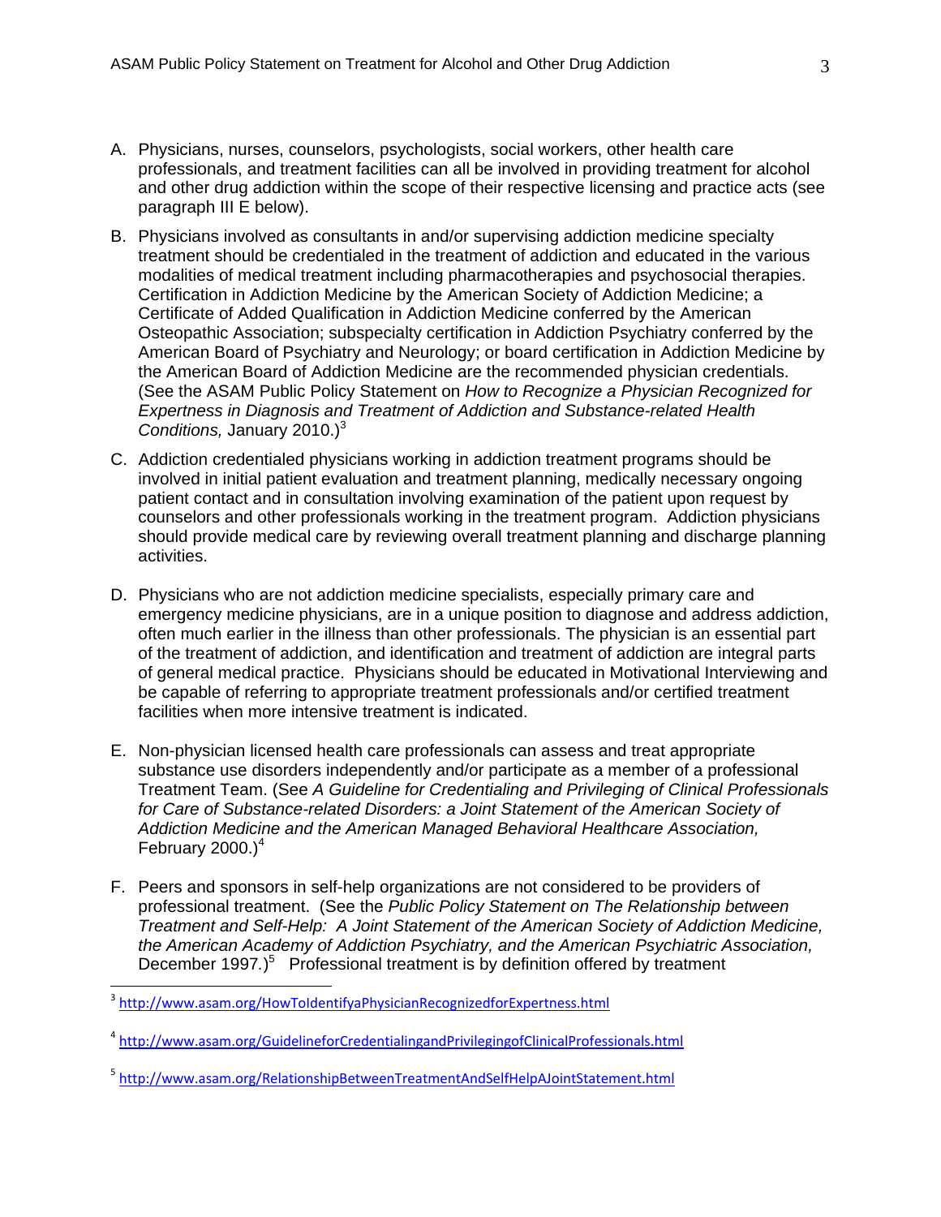A. Physicians, nurses, counselors, psychologists, social workers, other health care professionals, and treatment facilities can all be involved in providing treatment for alcohol and other drug addiction within the scope of their respective licensing and practice acts (see paragraph III E below).

B. Physicians involved as consultants in and/or supervising addiction medicine specialty treatment should be credentialed in the treatment of addiction and educated in the various modalities of medical treatment including pharmacotherapies and psychosocial therapies. Certification in Addiction Medicine by the American Society of Addiction Medicine; a Certificate of Added Qualification in Addiction Medicine conferred by the American Osteopathic Association; subspecialty certification in Addiction Psychiatry conferred by the American Board of Psychiatry and Neurology; or board certification in Addiction Medicine by the American Board of Addiction Medicine are the recommended physician credentials. (See the ASAM Public Policy Statement on *How to Recognize a Physician Recognized for Expertness in Diagnosis and Treatment of Addiction and Substance-related Health Conditions,* January 2010.)[3]

C. Addiction credentialed physicians working in addiction treatment programs should be involved in initial patient evaluation and treatment planning, medically necessary ongoing patient contact and in consultation involving examination of the patient upon request by counselors and other professionals working in the treatment program. Addiction physicians should provide medical care by reviewing overall treatment planning and discharge planning activities.

D. Physicians who are not addiction medicine specialists, especially primary care and emergency medicine physicians, are in a unique position to diagnose and address addiction, often much earlier in the illness than other professionals. The physician is an essential part of the treatment of addiction, and identification and treatment of addiction are integral parts of general medical practice. Physicians should be educated in Motivational Interviewing and be capable of referring to appropriate treatment professionals and/or certified treatment facilities when more intensive treatment is indicated.

E. Non-physician licensed health care professionals can assess and treat appropriate substance use disorders independently and/or participate as a member of a professional Treatment Team. (See *A Guideline for Credentialing and Privileging of Clinical Professionals for Care of Substance-related Disorders: a Joint Statement of the American Society of Addiction Medicine and the American Managed Behavioral Healthcare Association,* February 2000.)[4]

F. Peers and sponsors in self-help organizations are not considered to be providers of professional treatment. (See the *Public Policy Statement on The Relationship between Treatment and Self-Help: A Joint Statement of the American Society of Addiction Medicine, the American Academy of Addiction Psychiatry, and the American Psychiatric Association,* December 1997.)[5] Professional treatment is by definition offered by treatment

---

[3] http://www.asam.org/HowToIdentifyaPhysicianRecognizedforExpertness.html

[4] http://www.asam.org/GuidelineforCredentialingandPrivilegingofClinicalProfessionals.html

[5] http://www.asam.org/RelationshipBetweenTreatmentAndSelfHelpAJointStatement.html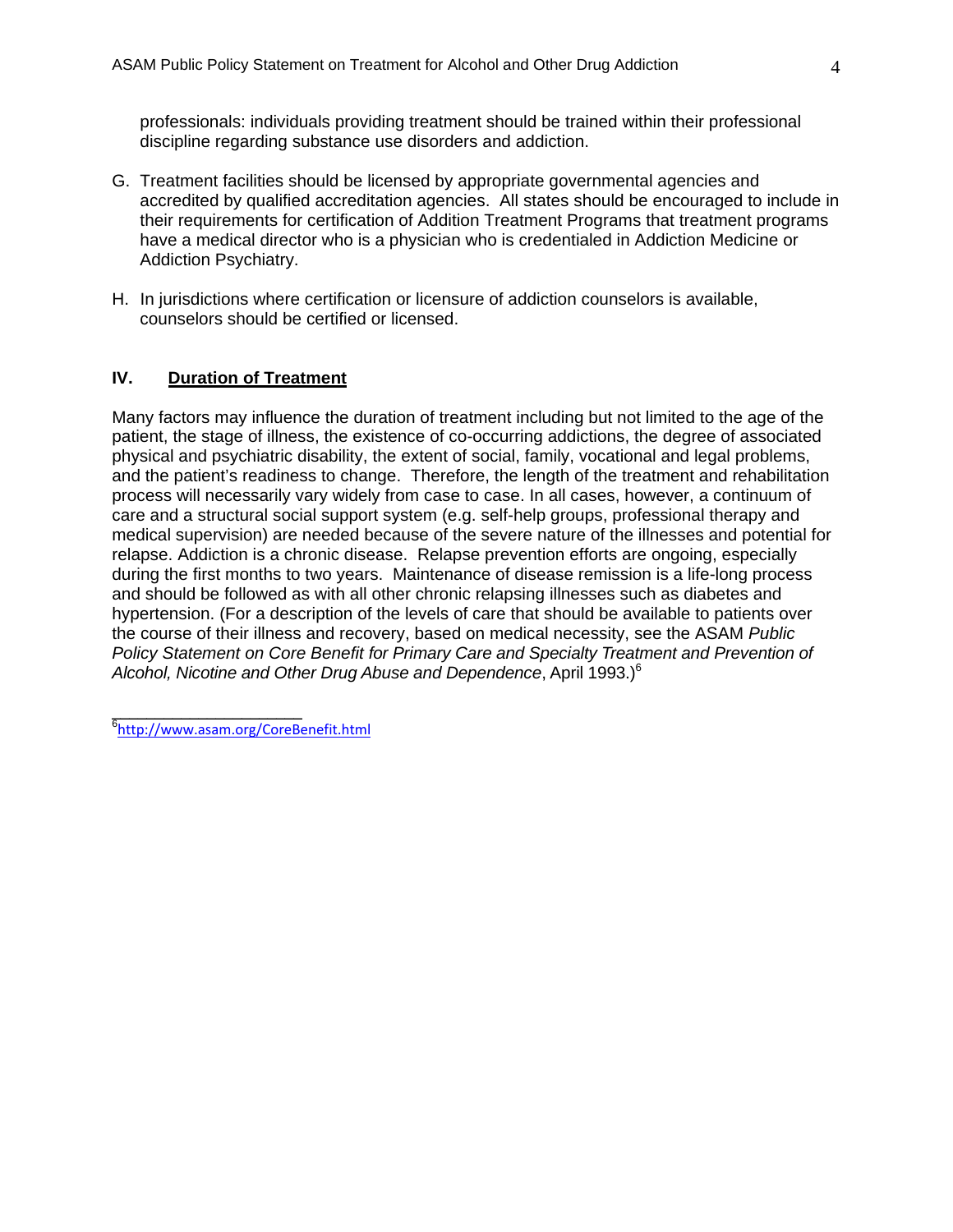professionals: individuals providing treatment should be trained within their professional discipline regarding substance use disorders and addiction.

G. Treatment facilities should be licensed by appropriate governmental agencies and accredited by qualified accreditation agencies. All states should be encouraged to include in their requirements for certification of Addition Treatment Programs that treatment programs have a medical director who is a physician who is credentialed in Addiction Medicine or Addiction Psychiatry.

H. In jurisdictions where certification or licensure of addiction counselors is available, counselors should be certified or licensed.

## IV. <u>Duration of Treatment</u>

Many factors may influence the duration of treatment including but not limited to the age of the patient, the stage of illness, the existence of co-occurring addictions, the degree of associated physical and psychiatric disability, the extent of social, family, vocational and legal problems, and the patient's readiness to change. Therefore, the length of the treatment and rehabilitation process will necessarily vary widely from case to case. In all cases, however, a continuum of care and a structural social support system (e.g. self-help groups, professional therapy and medical supervision) are needed because of the severe nature of the illnesses and potential for relapse. Addiction is a chronic disease. Relapse prevention efforts are ongoing, especially during the first months to two years. Maintenance of disease remission is a life-long process and should be followed as with all other chronic relapsing illnesses such as diabetes and hypertension. (For a description of the levels of care that should be available to patients over the course of their illness and recovery, based on medical necessity, see the ASAM *Public Policy Statement on Core Benefit for Primary Care and Specialty Treatment and Prevention of Alcohol, Nicotine and Other Drug Abuse and Dependence*, April 1993.)[6]

---

[6] http://www.asam.org/CoreBenefit.html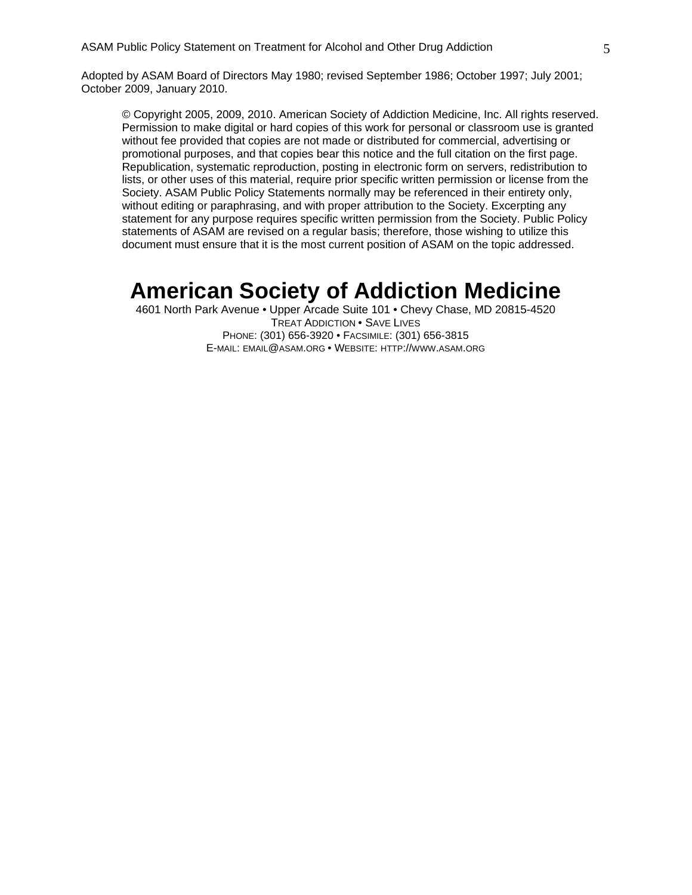Adopted by ASAM Board of Directors May 1980; revised September 1986; October 1997; July 2001; October 2009, January 2010.

> © Copyright 2005, 2009, 2010. American Society of Addiction Medicine, Inc. All rights reserved. Permission to make digital or hard copies of this work for personal or classroom use is granted without fee provided that copies are not made or distributed for commercial, advertising or promotional purposes, and that copies bear this notice and the full citation on the first page. Republication, systematic reproduction, posting in electronic form on servers, redistribution to lists, or other uses of this material, require prior specific written permission or license from the Society. ASAM Public Policy Statements normally may be referenced in their entirety only, without editing or paraphrasing, and with proper attribution to the Society. Excerpting any statement for any purpose requires specific written permission from the Society. Public Policy statements of ASAM are revised on a regular basis; therefore, those wishing to utilize this document must ensure that it is the most current position of ASAM on the topic addressed.

# American Society of Addiction Medicine

4601 North Park Avenue • Upper Arcade Suite 101 • Chevy Chase, MD 20815-4520

TREAT ADDICTION • SAVE LIVES

PHONE: (301) 656-3920 • FACSIMILE: (301) 656-3815

E-MAIL: EMAIL@ASAM.ORG • WEBSITE: HTTP://WWW.ASAM.ORG